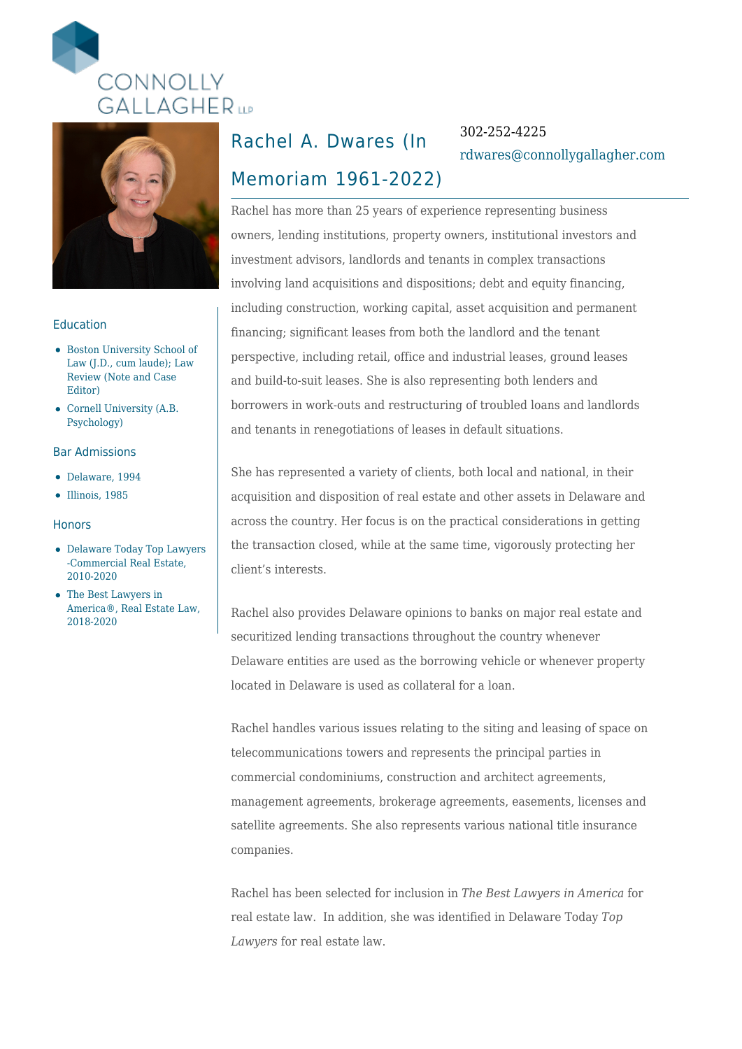CONNOLLY GALLAGHER LLP

# Rachel A. Dwares (In Memoriam 1961-2022)

302-252-4225

rdwares@connollygallagher.com

## Education

- Boston University School of Law (J.D., cum laude); Law Review (Note and Case Editor)
- Cornell University (A.B. Psychology)

## Bar Admissions

- Delaware, 1994
- Illinois, 1985

## Honors

- Delaware Today Top Lawyers -Commercial Real Estate, 2010-2020
- The Best Lawyers in America®, Real Estate Law, 2018-2020

Rachel has more than 25 years of experience representing business owners, lending institutions, property owners, institutional investors and investment advisors, landlords and tenants in complex transactions involving land acquisitions and dispositions; debt and equity financing, including construction, working capital, asset acquisition and permanent financing; significant leases from both the landlord and the tenant perspective, including retail, office and industrial leases, ground leases and build-to-suit leases. She is also representing both lenders and borrowers in work-outs and restructuring of troubled loans and landlords and tenants in renegotiations of leases in default situations.

She has represented a variety of clients, both local and national, in their acquisition and disposition of real estate and other assets in Delaware and across the country. Her focus is on the practical considerations in getting the transaction closed, while at the same time, vigorously protecting her client's interests.

Rachel also provides Delaware opinions to banks on major real estate and securitized lending transactions throughout the country whenever Delaware entities are used as the borrowing vehicle or whenever property located in Delaware is used as collateral for a loan.

Rachel handles various issues relating to the siting and leasing of space on telecommunications towers and represents the principal parties in commercial condominiums, construction and architect agreements, management agreements, brokerage agreements, easements, licenses and satellite agreements. She also represents various national title insurance companies.

Rachel has been selected for inclusion in *The Best Lawyers in America* for real estate law. In addition, she was identified in Delaware Today *Top Lawyers* for real estate law.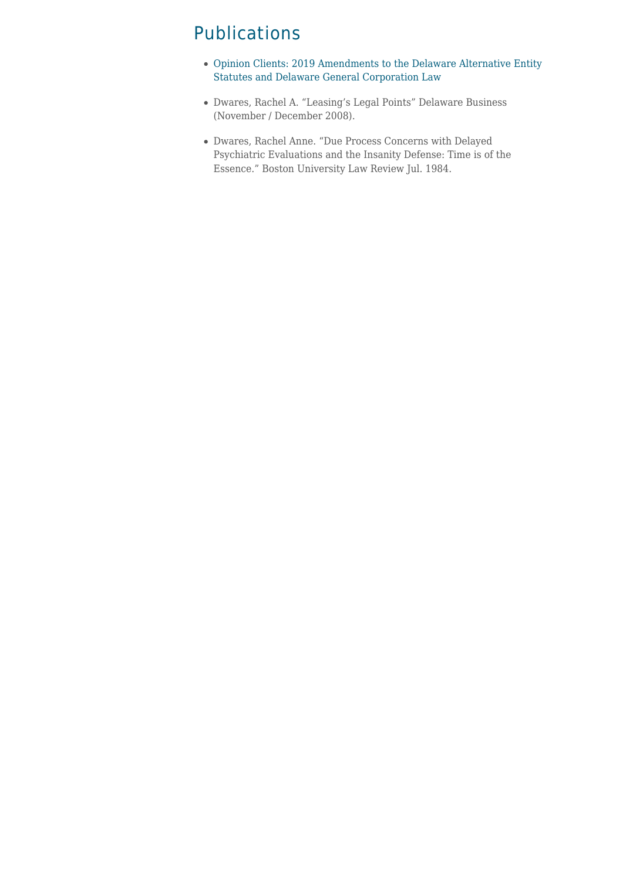## Publications

- Opinion Clients: 2019 Amendments to the Delaware Alternative Entity Statutes and Delaware General Corporation Law
- Dwares, Rachel A. "Leasing's Legal Points" Delaware Business (November / December 2008).
- Dwares, Rachel Anne. "Due Process Concerns with Delayed Psychiatric Evaluations and the Insanity Defense: Time is of the Essence." Boston University Law Review Jul. 1984.